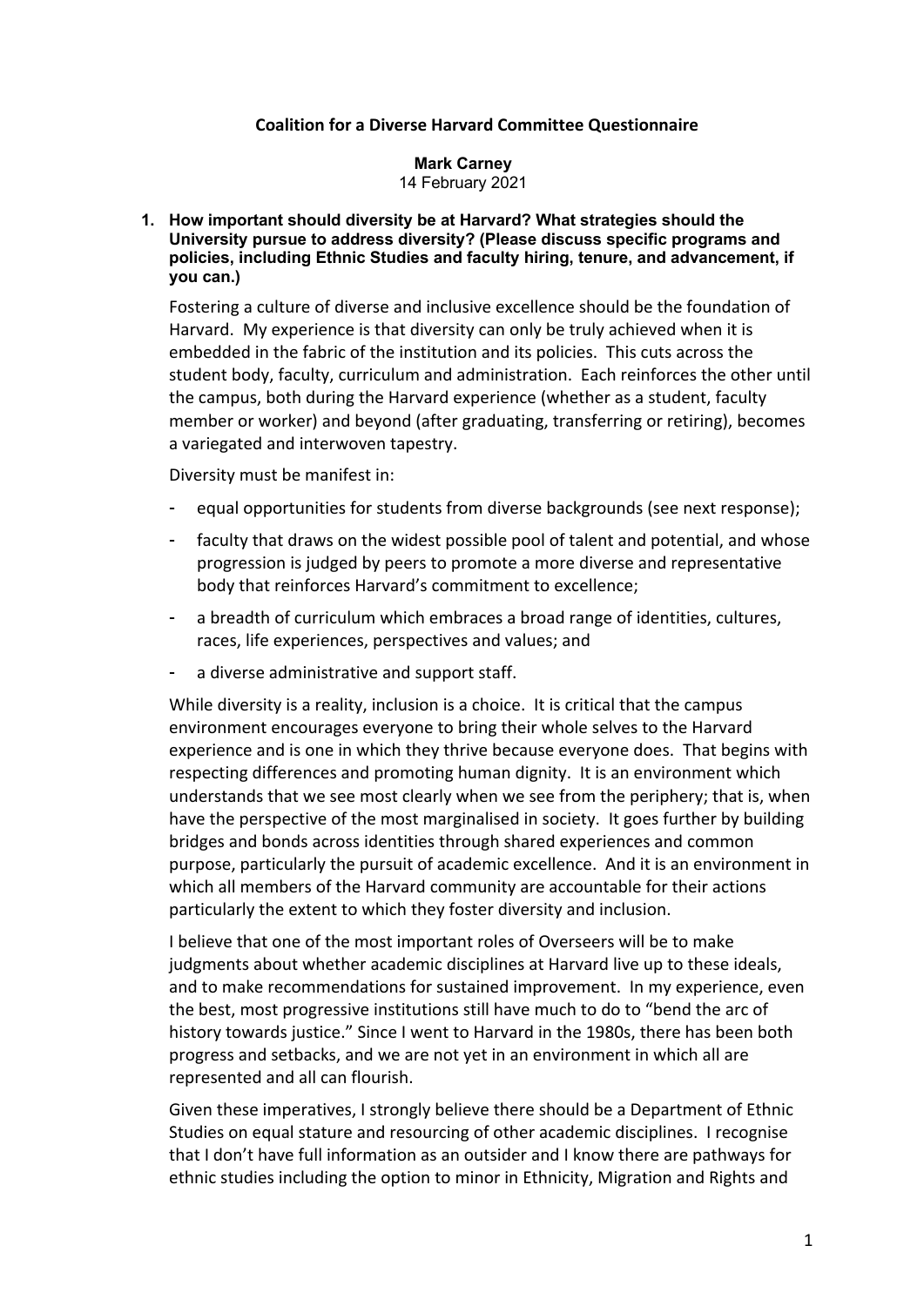**Coalition for a Diverse Harvard Committee Questionnaire**

**Mark Carney**
14 February 2021

1. **How important should diversity be at Harvard? What strategies should the University pursue to address diversity? (Please discuss specific programs and policies, including Ethnic Studies and faculty hiring, tenure, and advancement, if you can.)**

   Fostering a culture of diverse and inclusive excellence should be the foundation of Harvard. My experience is that diversity can only be truly achieved when it is embedded in the fabric of the institution and its policies. This cuts across the student body, faculty, curriculum and administration. Each reinforces the other until the campus, both during the Harvard experience (whether as a student, faculty member or worker) and beyond (after graduating, transferring or retiring), becomes a variegated and interwoven tapestry.

   Diversity must be manifest in:

   - equal opportunities for students from diverse backgrounds (see next response);
   - faculty that draws on the widest possible pool of talent and potential, and whose progression is judged by peers to promote a more diverse and representative body that reinforces Harvard's commitment to excellence;
   - a breadth of curriculum which embraces a broad range of identities, cultures, races, life experiences, perspectives and values; and
   - a diverse administrative and support staff.

   While diversity is a reality, inclusion is a choice. It is critical that the campus environment encourages everyone to bring their whole selves to the Harvard experience and is one in which they thrive because everyone does. That begins with respecting differences and promoting human dignity. It is an environment which understands that we see most clearly when we see from the periphery; that is, when have the perspective of the most marginalised in society. It goes further by building bridges and bonds across identities through shared experiences and common purpose, particularly the pursuit of academic excellence. And it is an environment in which all members of the Harvard community are accountable for their actions particularly the extent to which they foster diversity and inclusion.

   I believe that one of the most important roles of Overseers will be to make judgments about whether academic disciplines at Harvard live up to these ideals, and to make recommendations for sustained improvement. In my experience, even the best, most progressive institutions still have much to do to "bend the arc of history towards justice." Since I went to Harvard in the 1980s, there has been both progress and setbacks, and we are not yet in an environment in which all are represented and all can flourish.

   Given these imperatives, I strongly believe there should be a Department of Ethnic Studies on equal stature and resourcing of other academic disciplines. I recognise that I don't have full information as an outsider and I know there are pathways for ethnic studies including the option to minor in Ethnicity, Migration and Rights and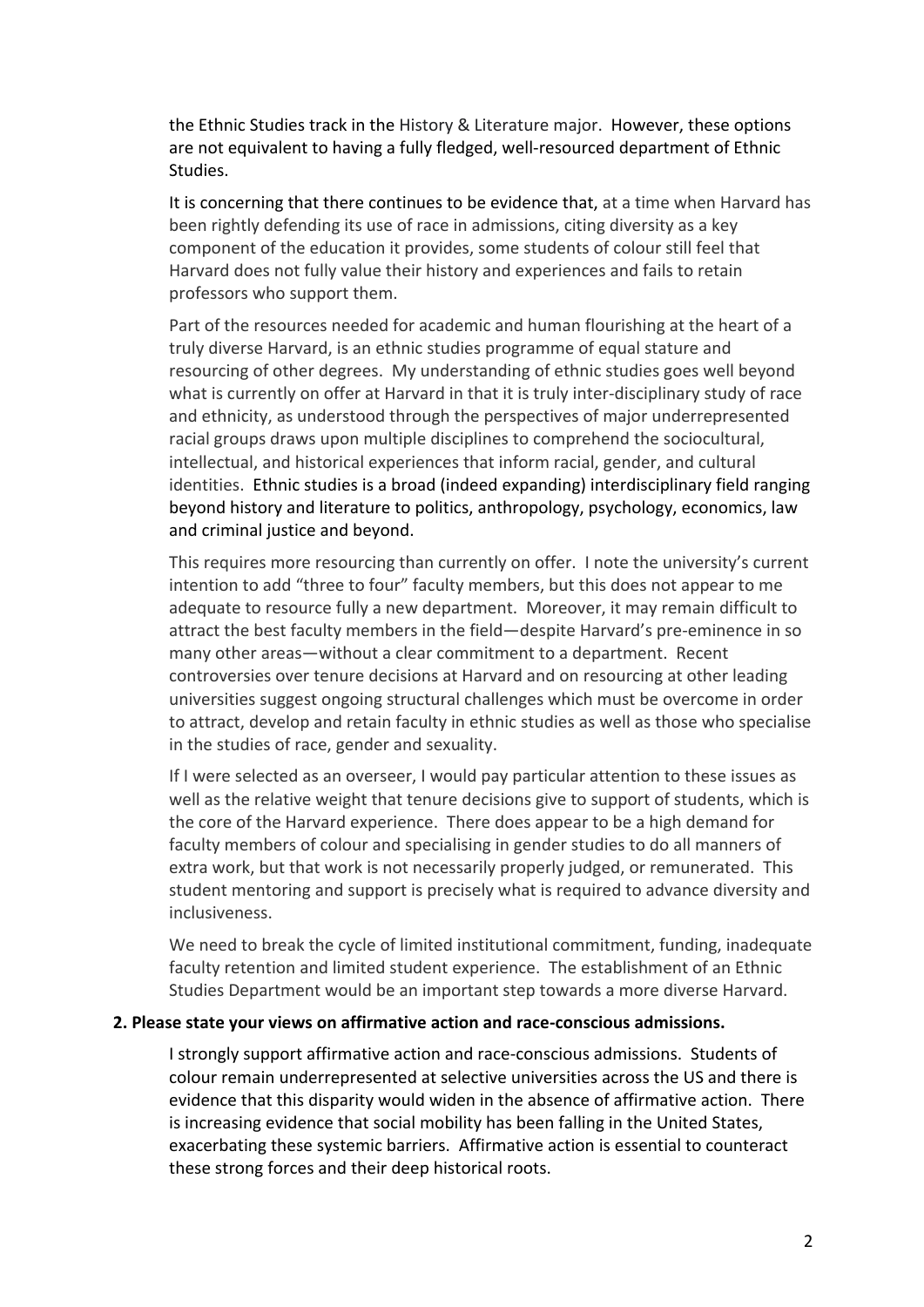the Ethnic Studies track in the History & Literature major. However, these options are not equivalent to having a fully fledged, well-resourced department of Ethnic Studies.

It is concerning that there continues to be evidence that, at a time when Harvard has been rightly defending its use of race in admissions, citing diversity as a key component of the education it provides, some students of colour still feel that Harvard does not fully value their history and experiences and fails to retain professors who support them.

Part of the resources needed for academic and human flourishing at the heart of a truly diverse Harvard, is an ethnic studies programme of equal stature and resourcing of other degrees. My understanding of ethnic studies goes well beyond what is currently on offer at Harvard in that it is truly inter-disciplinary study of race and ethnicity, as understood through the perspectives of major underrepresented racial groups draws upon multiple disciplines to comprehend the sociocultural, intellectual, and historical experiences that inform racial, gender, and cultural identities. Ethnic studies is a broad (indeed expanding) interdisciplinary field ranging beyond history and literature to politics, anthropology, psychology, economics, law and criminal justice and beyond.

This requires more resourcing than currently on offer. I note the university's current intention to add "three to four" faculty members, but this does not appear to me adequate to resource fully a new department. Moreover, it may remain difficult to attract the best faculty members in the field—despite Harvard's pre-eminence in so many other areas—without a clear commitment to a department. Recent controversies over tenure decisions at Harvard and on resourcing at other leading universities suggest ongoing structural challenges which must be overcome in order to attract, develop and retain faculty in ethnic studies as well as those who specialise in the studies of race, gender and sexuality.

If I were selected as an overseer, I would pay particular attention to these issues as well as the relative weight that tenure decisions give to support of students, which is the core of the Harvard experience. There does appear to be a high demand for faculty members of colour and specialising in gender studies to do all manners of extra work, but that work is not necessarily properly judged, or remunerated. This student mentoring and support is precisely what is required to advance diversity and inclusiveness.

We need to break the cycle of limited institutional commitment, funding, inadequate faculty retention and limited student experience. The establishment of an Ethnic Studies Department would be an important step towards a more diverse Harvard.

**2. Please state your views on affirmative action and race-conscious admissions.**

I strongly support affirmative action and race-conscious admissions. Students of colour remain underrepresented at selective universities across the US and there is evidence that this disparity would widen in the absence of affirmative action. There is increasing evidence that social mobility has been falling in the United States, exacerbating these systemic barriers. Affirmative action is essential to counteract these strong forces and their deep historical roots.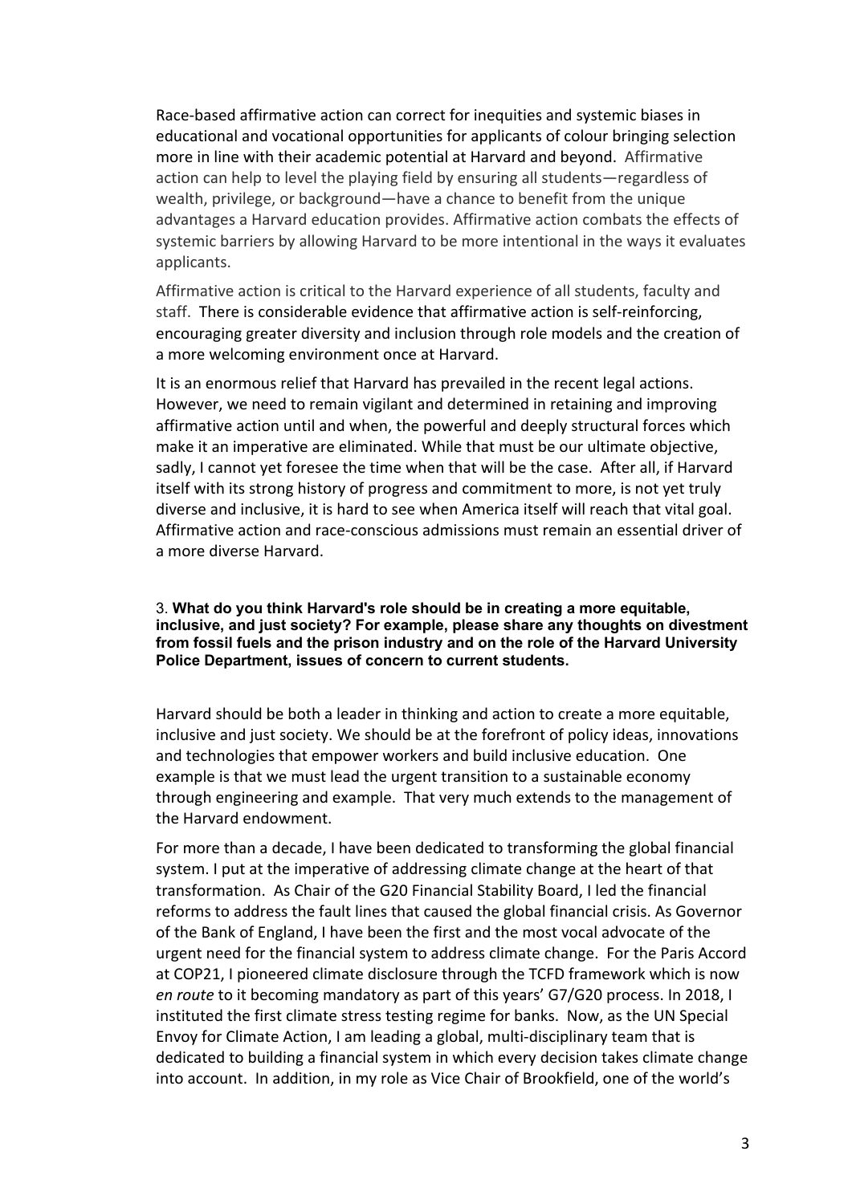Race-based affirmative action can correct for inequities and systemic biases in educational and vocational opportunities for applicants of colour bringing selection more in line with their academic potential at Harvard and beyond. Affirmative action can help to level the playing field by ensuring all students—regardless of wealth, privilege, or background—have a chance to benefit from the unique advantages a Harvard education provides. Affirmative action combats the effects of systemic barriers by allowing Harvard to be more intentional in the ways it evaluates applicants.

Affirmative action is critical to the Harvard experience of all students, faculty and staff. There is considerable evidence that affirmative action is self-reinforcing, encouraging greater diversity and inclusion through role models and the creation of a more welcoming environment once at Harvard.

It is an enormous relief that Harvard has prevailed in the recent legal actions. However, we need to remain vigilant and determined in retaining and improving affirmative action until and when, the powerful and deeply structural forces which make it an imperative are eliminated. While that must be our ultimate objective, sadly, I cannot yet foresee the time when that will be the case. After all, if Harvard itself with its strong history of progress and commitment to more, is not yet truly diverse and inclusive, it is hard to see when America itself will reach that vital goal. Affirmative action and race-conscious admissions must remain an essential driver of a more diverse Harvard.

3. **What do you think Harvard's role should be in creating a more equitable, inclusive, and just society? For example, please share any thoughts on divestment from fossil fuels and the prison industry and on the role of the Harvard University Police Department, issues of concern to current students.**

Harvard should be both a leader in thinking and action to create a more equitable, inclusive and just society. We should be at the forefront of policy ideas, innovations and technologies that empower workers and build inclusive education. One example is that we must lead the urgent transition to a sustainable economy through engineering and example. That very much extends to the management of the Harvard endowment.

For more than a decade, I have been dedicated to transforming the global financial system. I put at the imperative of addressing climate change at the heart of that transformation. As Chair of the G20 Financial Stability Board, I led the financial reforms to address the fault lines that caused the global financial crisis. As Governor of the Bank of England, I have been the first and the most vocal advocate of the urgent need for the financial system to address climate change. For the Paris Accord at COP21, I pioneered climate disclosure through the TCFD framework which is now *en route* to it becoming mandatory as part of this years' G7/G20 process. In 2018, I instituted the first climate stress testing regime for banks. Now, as the UN Special Envoy for Climate Action, I am leading a global, multi-disciplinary team that is dedicated to building a financial system in which every decision takes climate change into account. In addition, in my role as Vice Chair of Brookfield, one of the world's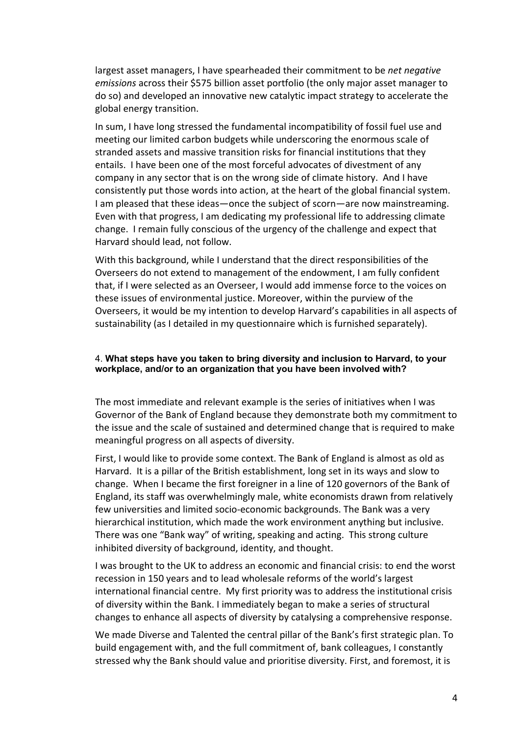largest asset managers, I have spearheaded their commitment to be *net negative emissions* across their $575 billion asset portfolio (the only major asset manager to do so) and developed an innovative new catalytic impact strategy to accelerate the global energy transition.

In sum, I have long stressed the fundamental incompatibility of fossil fuel use and meeting our limited carbon budgets while underscoring the enormous scale of stranded assets and massive transition risks for financial institutions that they entails. I have been one of the most forceful advocates of divestment of any company in any sector that is on the wrong side of climate history. And I have consistently put those words into action, at the heart of the global financial system. I am pleased that these ideas—once the subject of scorn—are now mainstreaming. Even with that progress, I am dedicating my professional life to addressing climate change. I remain fully conscious of the urgency of the challenge and expect that Harvard should lead, not follow.

With this background, while I understand that the direct responsibilities of the Overseers do not extend to management of the endowment, I am fully confident that, if I were selected as an Overseer, I would add immense force to the voices on these issues of environmental justice. Moreover, within the purview of the Overseers, it would be my intention to develop Harvard's capabilities in all aspects of sustainability (as I detailed in my questionnaire which is furnished separately).

4. **What steps have you taken to bring diversity and inclusion to Harvard, to your workplace, and/or to an organization that you have been involved with?**

The most immediate and relevant example is the series of initiatives when I was Governor of the Bank of England because they demonstrate both my commitment to the issue and the scale of sustained and determined change that is required to make meaningful progress on all aspects of diversity.

First, I would like to provide some context. The Bank of England is almost as old as Harvard. It is a pillar of the British establishment, long set in its ways and slow to change. When I became the first foreigner in a line of 120 governors of the Bank of England, its staff was overwhelmingly male, white economists drawn from relatively few universities and limited socio-economic backgrounds. The Bank was a very hierarchical institution, which made the work environment anything but inclusive. There was one "Bank way" of writing, speaking and acting. This strong culture inhibited diversity of background, identity, and thought.

I was brought to the UK to address an economic and financial crisis: to end the worst recession in 150 years and to lead wholesale reforms of the world's largest international financial centre. My first priority was to address the institutional crisis of diversity within the Bank. I immediately began to make a series of structural changes to enhance all aspects of diversity by catalysing a comprehensive response.

We made Diverse and Talented the central pillar of the Bank's first strategic plan. To build engagement with, and the full commitment of, bank colleagues, I constantly stressed why the Bank should value and prioritise diversity. First, and foremost, it is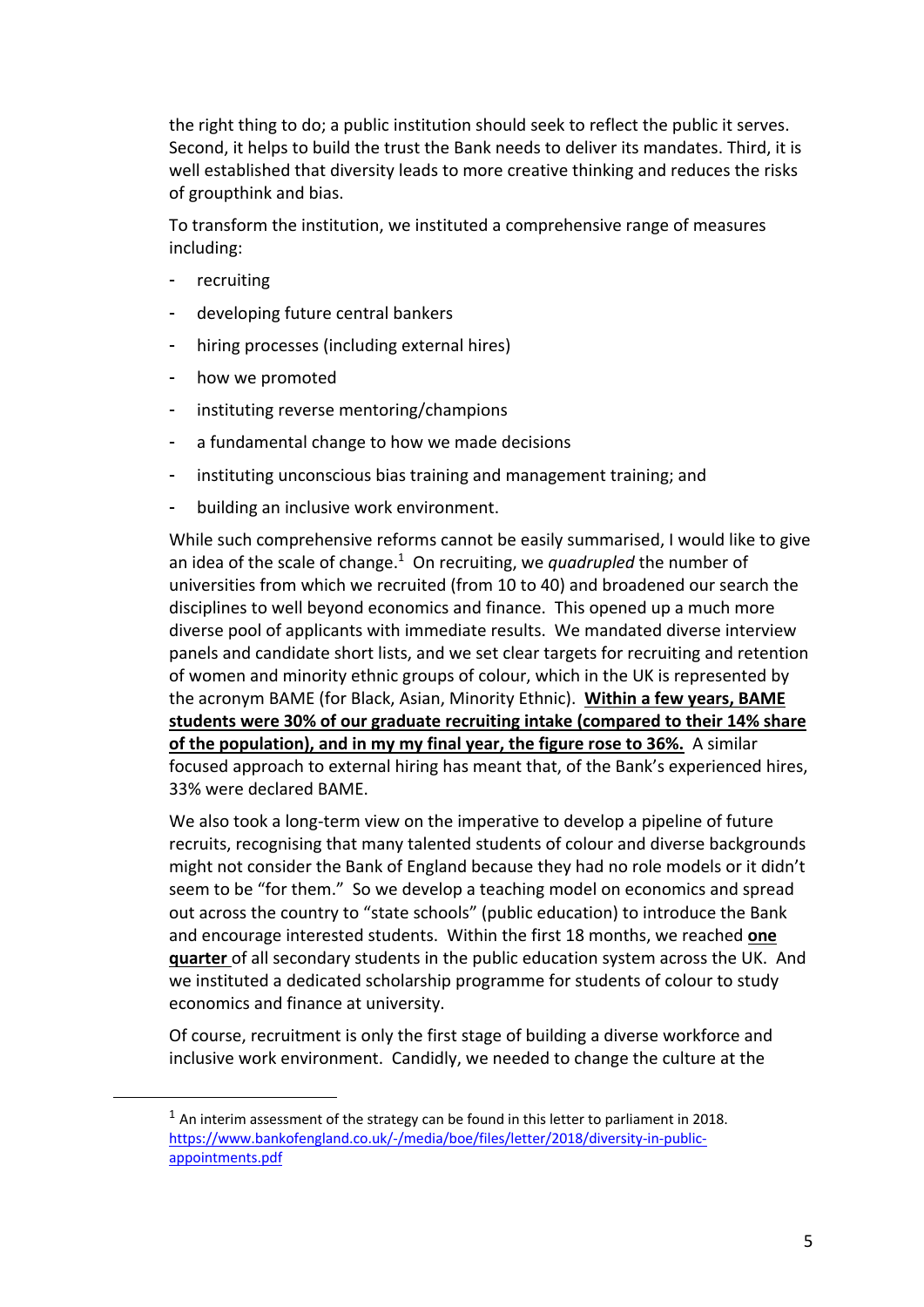the right thing to do; a public institution should seek to reflect the public it serves. Second, it helps to build the trust the Bank needs to deliver its mandates. Third, it is well established that diversity leads to more creative thinking and reduces the risks of groupthink and bias.

To transform the institution, we instituted a comprehensive range of measures including:

- recruiting
- developing future central bankers
- hiring processes (including external hires)
- how we promoted
- instituting reverse mentoring/champions
- a fundamental change to how we made decisions
- instituting unconscious bias training and management training; and
- building an inclusive work environment.

While such comprehensive reforms cannot be easily summarised, I would like to give an idea of the scale of change.[1] On recruiting, we *quadrupled* the number of universities from which we recruited (from 10 to 40) and broadened our search the disciplines to well beyond economics and finance. This opened up a much more diverse pool of applicants with immediate results. We mandated diverse interview panels and candidate short lists, and we set clear targets for recruiting and retention of women and minority ethnic groups of colour, which in the UK is represented by the acronym BAME (for Black, Asian, Minority Ethnic). **Within a few years, BAME students were 30% of our graduate recruiting intake (compared to their 14% share of the population), and in my my final year, the figure rose to 36%.** A similar focused approach to external hiring has meant that, of the Bank's experienced hires, 33% were declared BAME.

We also took a long-term view on the imperative to develop a pipeline of future recruits, recognising that many talented students of colour and diverse backgrounds might not consider the Bank of England because they had no role models or it didn't seem to be "for them." So we develop a teaching model on economics and spread out across the country to "state schools" (public education) to introduce the Bank and encourage interested students. Within the first 18 months, we reached **one quarter** of all secondary students in the public education system across the UK. And we instituted a dedicated scholarship programme for students of colour to study economics and finance at university.

Of course, recruitment is only the first stage of building a diverse workforce and inclusive work environment. Candidly, we needed to change the culture at the

[1] An interim assessment of the strategy can be found in this letter to parliament in 2018. https://www.bankofengland.co.uk/-/media/boe/files/letter/2018/diversity-in-public-appointments.pdf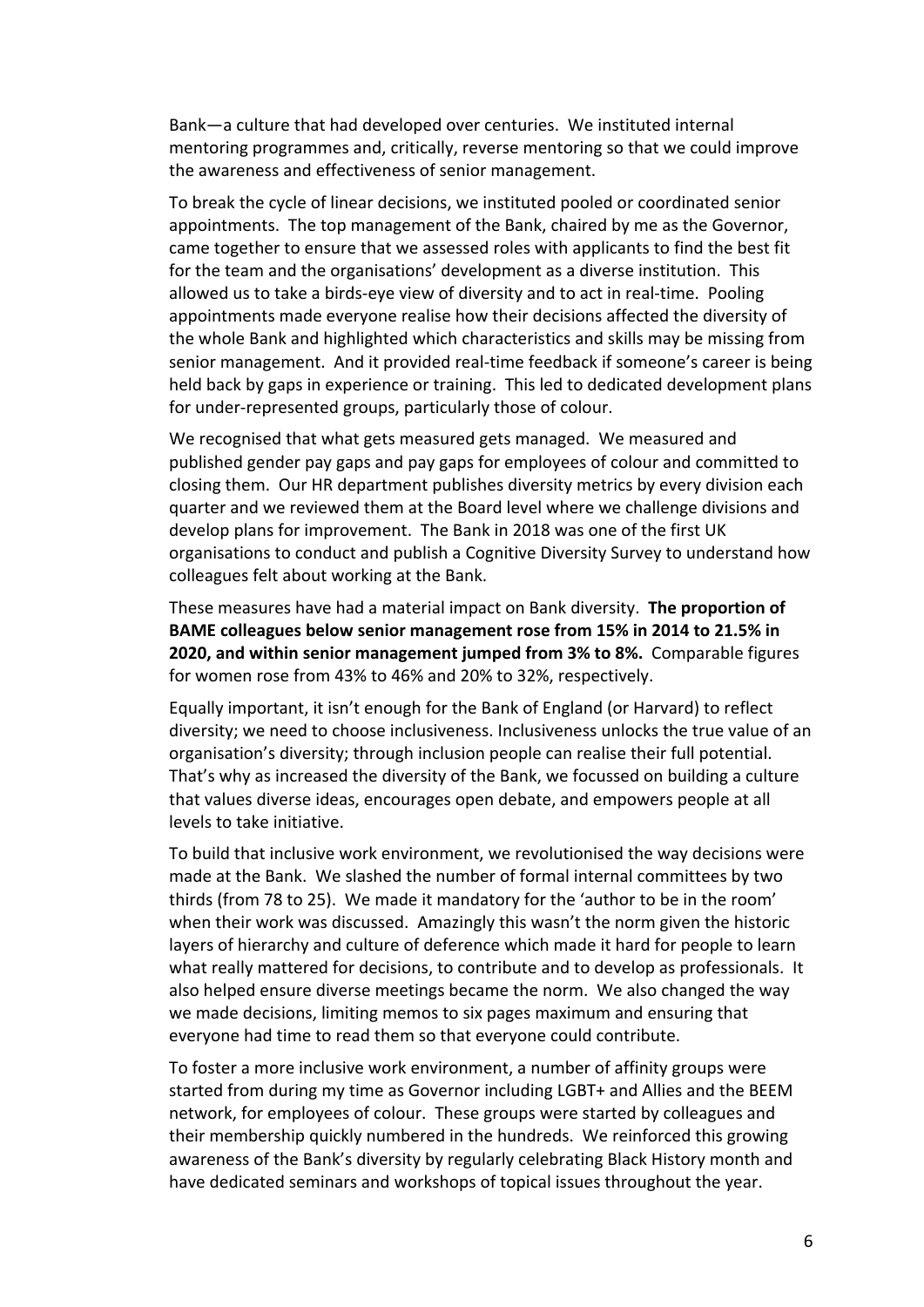Bank—a culture that had developed over centuries. We instituted internal mentoring programmes and, critically, reverse mentoring so that we could improve the awareness and effectiveness of senior management.

To break the cycle of linear decisions, we instituted pooled or coordinated senior appointments. The top management of the Bank, chaired by me as the Governor, came together to ensure that we assessed roles with applicants to find the best fit for the team and the organisations' development as a diverse institution. This allowed us to take a birds-eye view of diversity and to act in real-time. Pooling appointments made everyone realise how their decisions affected the diversity of the whole Bank and highlighted which characteristics and skills may be missing from senior management. And it provided real-time feedback if someone's career is being held back by gaps in experience or training. This led to dedicated development plans for under-represented groups, particularly those of colour.

We recognised that what gets measured gets managed. We measured and published gender pay gaps and pay gaps for employees of colour and committed to closing them. Our HR department publishes diversity metrics by every division each quarter and we reviewed them at the Board level where we challenge divisions and develop plans for improvement. The Bank in 2018 was one of the first UK organisations to conduct and publish a Cognitive Diversity Survey to understand how colleagues felt about working at the Bank.

These measures have had a material impact on Bank diversity. **The proportion of BAME colleagues below senior management rose from 15% in 2014 to 21.5% in 2020, and within senior management jumped from 3% to 8%.** Comparable figures for women rose from 43% to 46% and 20% to 32%, respectively.

Equally important, it isn't enough for the Bank of England (or Harvard) to reflect diversity; we need to choose inclusiveness. Inclusiveness unlocks the true value of an organisation's diversity; through inclusion people can realise their full potential. That's why as increased the diversity of the Bank, we focussed on building a culture that values diverse ideas, encourages open debate, and empowers people at all levels to take initiative.

To build that inclusive work environment, we revolutionised the way decisions were made at the Bank. We slashed the number of formal internal committees by two thirds (from 78 to 25). We made it mandatory for the 'author to be in the room' when their work was discussed. Amazingly this wasn't the norm given the historic layers of hierarchy and culture of deference which made it hard for people to learn what really mattered for decisions, to contribute and to develop as professionals. It also helped ensure diverse meetings became the norm. We also changed the way we made decisions, limiting memos to six pages maximum and ensuring that everyone had time to read them so that everyone could contribute.

To foster a more inclusive work environment, a number of affinity groups were started from during my time as Governor including LGBT+ and Allies and the BEEM network, for employees of colour. These groups were started by colleagues and their membership quickly numbered in the hundreds. We reinforced this growing awareness of the Bank's diversity by regularly celebrating Black History month and have dedicated seminars and workshops of topical issues throughout the year.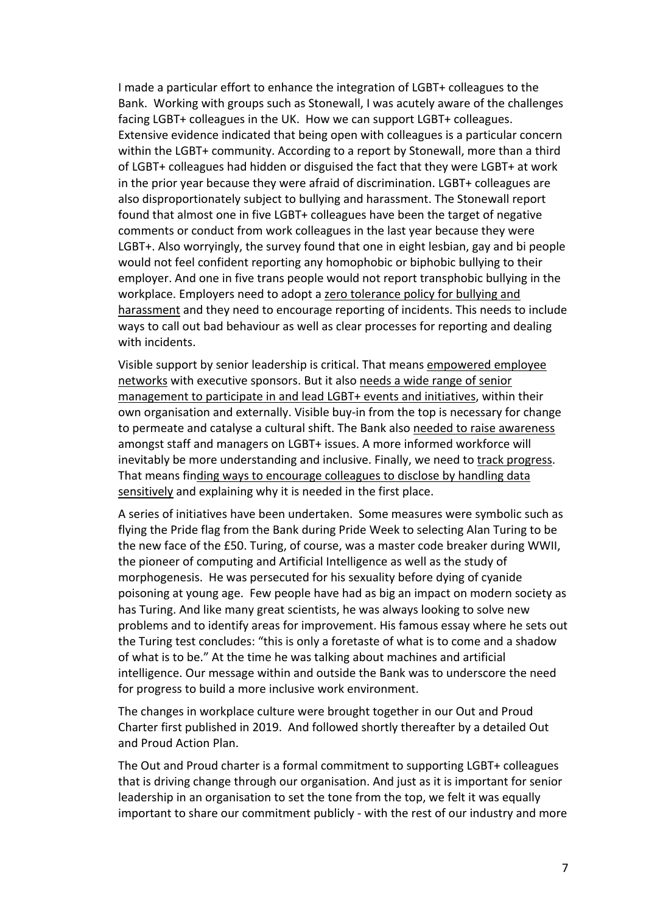I made a particular effort to enhance the integration of LGBT+ colleagues to the Bank. Working with groups such as Stonewall, I was acutely aware of the challenges facing LGBT+ colleagues in the UK. How we can support LGBT+ colleagues. Extensive evidence indicated that being open with colleagues is a particular concern within the LGBT+ community. According to a report by Stonewall, more than a third of LGBT+ colleagues had hidden or disguised the fact that they were LGBT+ at work in the prior year because they were afraid of discrimination. LGBT+ colleagues are also disproportionately subject to bullying and harassment. The Stonewall report found that almost one in five LGBT+ colleagues have been the target of negative comments or conduct from work colleagues in the last year because they were LGBT+. Also worryingly, the survey found that one in eight lesbian, gay and bi people would not feel confident reporting any homophobic or biphobic bullying to their employer. And one in five trans people would not report transphobic bullying in the workplace. Employers need to adopt a zero tolerance policy for bullying and harassment and they need to encourage reporting of incidents. This needs to include ways to call out bad behaviour as well as clear processes for reporting and dealing with incidents.

Visible support by senior leadership is critical. That means empowered employee networks with executive sponsors. But it also needs a wide range of senior management to participate in and lead LGBT+ events and initiatives, within their own organisation and externally. Visible buy-in from the top is necessary for change to permeate and catalyse a cultural shift. The Bank also needed to raise awareness amongst staff and managers on LGBT+ issues. A more informed workforce will inevitably be more understanding and inclusive. Finally, we need to track progress. That means finding ways to encourage colleagues to disclose by handling data sensitively and explaining why it is needed in the first place.

A series of initiatives have been undertaken. Some measures were symbolic such as flying the Pride flag from the Bank during Pride Week to selecting Alan Turing to be the new face of the £50. Turing, of course, was a master code breaker during WWII, the pioneer of computing and Artificial Intelligence as well as the study of morphogenesis. He was persecuted for his sexuality before dying of cyanide poisoning at young age. Few people have had as big an impact on modern society as has Turing. And like many great scientists, he was always looking to solve new problems and to identify areas for improvement. His famous essay where he sets out the Turing test concludes: "this is only a foretaste of what is to come and a shadow of what is to be." At the time he was talking about machines and artificial intelligence. Our message within and outside the Bank was to underscore the need for progress to build a more inclusive work environment.

The changes in workplace culture were brought together in our Out and Proud Charter first published in 2019. And followed shortly thereafter by a detailed Out and Proud Action Plan.

The Out and Proud charter is a formal commitment to supporting LGBT+ colleagues that is driving change through our organisation. And just as it is important for senior leadership in an organisation to set the tone from the top, we felt it was equally important to share our commitment publicly - with the rest of our industry and more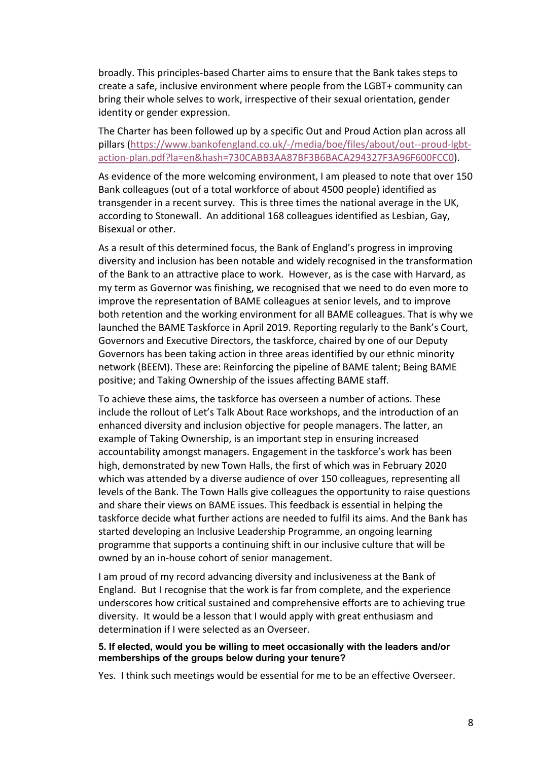broadly. This principles-based Charter aims to ensure that the Bank takes steps to create a safe, inclusive environment where people from the LGBT+ community can bring their whole selves to work, irrespective of their sexual orientation, gender identity or gender expression.

The Charter has been followed up by a specific Out and Proud Action plan across all pillars (https://www.bankofengland.co.uk/-/media/boe/files/about/out--proud-lgbt-action-plan.pdf?la=en&hash=730CABB3AA87BF3B6BACA294327F3A96F600FCC0).

As evidence of the more welcoming environment, I am pleased to note that over 150 Bank colleagues (out of a total workforce of about 4500 people) identified as transgender in a recent survey. This is three times the national average in the UK, according to Stonewall. An additional 168 colleagues identified as Lesbian, Gay, Bisexual or other.

As a result of this determined focus, the Bank of England's progress in improving diversity and inclusion has been notable and widely recognised in the transformation of the Bank to an attractive place to work. However, as is the case with Harvard, as my term as Governor was finishing, we recognised that we need to do even more to improve the representation of BAME colleagues at senior levels, and to improve both retention and the working environment for all BAME colleagues. That is why we launched the BAME Taskforce in April 2019. Reporting regularly to the Bank's Court, Governors and Executive Directors, the taskforce, chaired by one of our Deputy Governors has been taking action in three areas identified by our ethnic minority network (BEEM). These are: Reinforcing the pipeline of BAME talent; Being BAME positive; and Taking Ownership of the issues affecting BAME staff.

To achieve these aims, the taskforce has overseen a number of actions. These include the rollout of Let's Talk About Race workshops, and the introduction of an enhanced diversity and inclusion objective for people managers. The latter, an example of Taking Ownership, is an important step in ensuring increased accountability amongst managers. Engagement in the taskforce's work has been high, demonstrated by new Town Halls, the first of which was in February 2020 which was attended by a diverse audience of over 150 colleagues, representing all levels of the Bank. The Town Halls give colleagues the opportunity to raise questions and share their views on BAME issues. This feedback is essential in helping the taskforce decide what further actions are needed to fulfil its aims. And the Bank has started developing an Inclusive Leadership Programme, an ongoing learning programme that supports a continuing shift in our inclusive culture that will be owned by an in-house cohort of senior management.

I am proud of my record advancing diversity and inclusiveness at the Bank of England. But I recognise that the work is far from complete, and the experience underscores how critical sustained and comprehensive efforts are to achieving true diversity. It would be a lesson that I would apply with great enthusiasm and determination if I were selected as an Overseer.

**5. If elected, would you be willing to meet occasionally with the leaders and/or memberships of the groups below during your tenure?**

Yes. I think such meetings would be essential for me to be an effective Overseer.